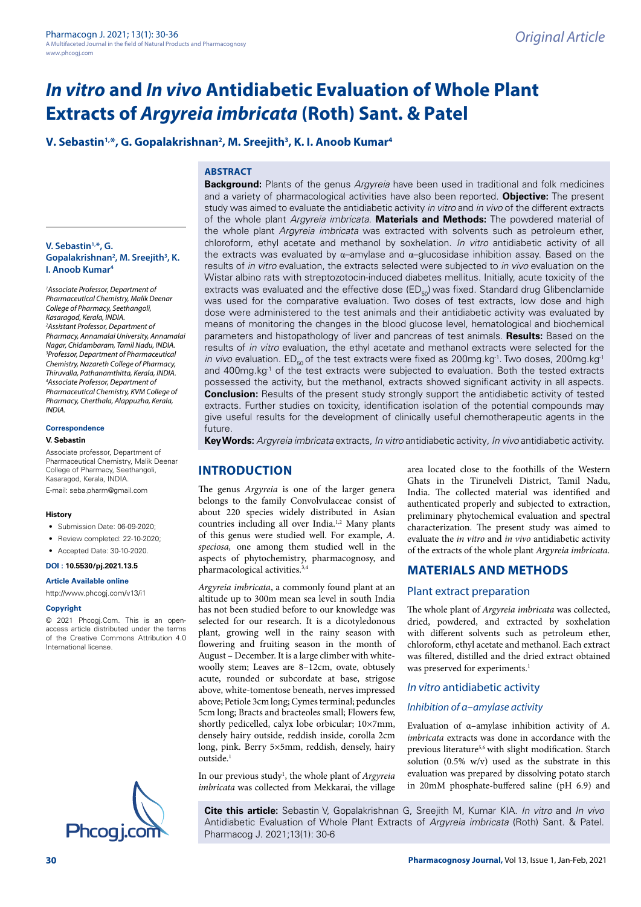Original Article

# *In vitro* and *In vivo* Antidiabetic Evaluation of Whole Plant Extracts of *Argyreia imbricata* (Roth) Sant. & Patel

**V. Sebastin[1,*], G. Gopalakrishnan[2], M. Sreejith[3], K. I. Anoob Kumar[4]**

## ABSTRACT

**Background:** Plants of the genus *Argyreia* have been used in traditional and folk medicines and a variety of pharmacological activities have also been reported. **Objective:** The present study was aimed to evaluate the antidiabetic activity *in vitro* and *in vivo* of the different extracts of the whole plant *Argyreia imbricata*. **Materials and Methods:** The powdered material of the whole plant *Argyreia imbricata* was extracted with solvents such as petroleum ether, chloroform, ethyl acetate and methanol by soxhelation. *In vitro* antidiabetic activity of all the extracts was evaluated by α–amylase and α–glucosidase inhibition assay. Based on the results of *in vitro* evaluation, the extracts selected were subjected to *in vivo* evaluation on the Wistar albino rats with streptozotocin-induced diabetes mellitus. Initially, acute toxicity of the extracts was evaluated and the effective dose ($ED_{50}$) was fixed. Standard drug Glibenclamide was used for the comparative evaluation. Two doses of test extracts, low dose and high dose were administered to the test animals and their antidiabetic activity was evaluated by means of monitoring the changes in the blood glucose level, hematological and biochemical parameters and histopathology of liver and pancreas of test animals. **Results:** Based on the results of *in vitro* evaluation, the ethyl acetate and methanol extracts were selected for the *in vivo* evaluation. $ED_{50}$ of the test extracts were fixed as 200mg.kg$^{-1}$. Two doses, 200mg.kg$^{-1}$ and 400mg.kg$^{-1}$ of the test extracts were subjected to evaluation. Both the tested extracts possessed the activity, but the methanol, extracts showed significant activity in all aspects. **Conclusion:** Results of the present study strongly support the antidiabetic activity of tested extracts. Further studies on toxicity, identification isolation of the potential compounds may give useful results for the development of clinically useful chemotherapeutic agents in the future.

**Key Words:** *Argyreia imbricata* extracts, *In vitro* antidiabetic activity, *In vivo* antidiabetic activity.

**V. Sebastin[1,*], G. Gopalakrishnan[2], M. Sreejith[3], K. I. Anoob Kumar[4]**

[1]*Associate Professor, Department of Pharmaceutical Chemistry, Malik Deenar College of Pharmacy, Seethangoli, Kasaragod, Kerala, INDIA.*
[2]*Assistant Professor, Department of Pharmacy, Annamalai University, Annamalai Nagar, Chidambaram, Tamil Nadu, INDIA.*
[3]*Professor, Department of Pharmaceutical Chemistry, Nazareth College of Pharmacy, Thiruvalla, Pathanamthitta, Kerala, INDIA.*
[4]*Associate Professor, Department of Pharmaceutical Chemistry, KVM College of Pharmacy, Cherthala, Alappuzha, Kerala, INDIA.*

**Correspondence**

**V. Sebastin**

Associate professor, Department of Pharmaceutical Chemistry, Malik Deenar College of Pharmacy, Seethangoli, Kasaragod, Kerala, INDIA.

E-mail: seba.pharm@gmail.com

**History**

- Submission Date: 06-09-2020;
- Review completed: 22-10-2020;
- Accepted Date: 30-10-2020.

**DOI : 10.5530/pj.2021.13.5**

**Article Available online**

http://www.phcogj.com/v13/i1

**Copyright**

© 2021 Phcogj.Com. This is an open-access article distributed under the terms of the Creative Commons Attribution 4.0 International license.

## INTRODUCTION

The genus *Argyreia* is one of the larger genera belongs to the family Convolvulaceae consist of about 220 species widely distributed in Asian countries including all over India.[1,2] Many plants of this genus were studied well. For example, *A. speciosa*, one among them studied well in the aspects of phytochemistry, pharmacognosy, and pharmacological activities.[3,4]

*Argyreia imbricata*, a commonly found plant at an altitude up to 300m mean sea level in south India has not been studied before to our knowledge was selected for our research. It is a dicotyledonous plant, growing well in the rainy season with flowering and fruiting season in the month of August – December. It is a large climber with white-woolly stem; Leaves are 8–12cm, ovate, obtusely acute, rounded or subcordate at base, strigose above, white-tomentose beneath, nerves impressed above; Petiole 3cm long; Cymes terminal; peduncles 5cm long; Bracts and bracteoles small; Flowers few, shortly pedicelled, calyx lobe orbicular; 10×7mm, densely hairy outside, reddish inside, corolla 2cm long, pink. Berry 5×5mm, reddish, densely, hairy outside.[1]

In our previous study[1], the whole plant of *Argyreia imbricata* was collected from Mekkarai, the village area located close to the foothills of the Western Ghats in the Tirunelveli District, Tamil Nadu, India. The collected material was identified and authenticated properly and subjected to extraction, preliminary phytochemical evaluation and spectral characterization. The present study was aimed to evaluate the *in vitro* and *in vivo* antidiabetic activity of the extracts of the whole plant *Argyreia imbricata*.

## MATERIALS AND METHODS

### Plant extract preparation

The whole plant of *Argyreia imbricata* was collected, dried, powdered, and extracted by soxhelation with different solvents such as petroleum ether, chloroform, ethyl acetate and methanol. Each extract was filtered, distilled and the dried extract obtained was preserved for experiments.[1]

### *In vitro* antidiabetic activity

#### *Inhibition of α–amylase activity*

Evaluation of α–amylase inhibition activity of *A. imbricata* extracts was done in accordance with the previous literature[5,6] with slight modification. Starch solution (0.5% w/v) used as the substrate in this evaluation was prepared by dissolving potato starch in 20mM phosphate-buffered saline (pH 6.9) and

**Cite this article:** Sebastin V, Gopalakrishnan G, Sreejith M, Kumar KIA. *In vitro* and *In vivo* Antidiabetic Evaluation of Whole Plant Extracts of *Argyreia imbricata* (Roth) Sant. & Patel. Pharmacog J. 2021;13(1): 30-6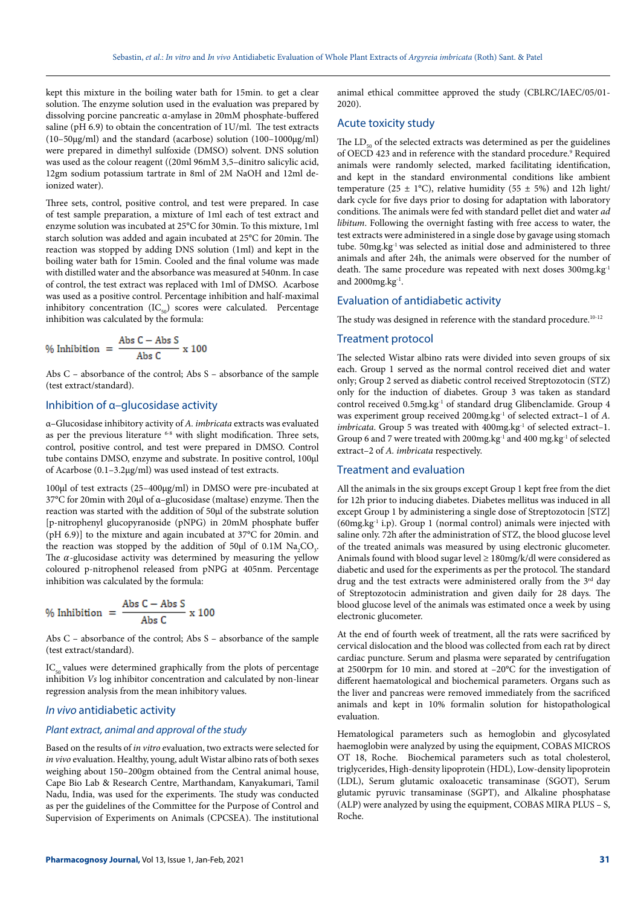kept this mixture in the boiling water bath for 15min. to get a clear solution. The enzyme solution used in the evaluation was prepared by dissolving porcine pancreatic α-amylase in 20mM phosphate-buffered saline (pH 6.9) to obtain the concentration of 1U/ml. The test extracts (10–50µg/ml) and the standard (acarbose) solution (100–1000µg/ml) were prepared in dimethyl sulfoxide (DMSO) solvent. DNS solution was used as the colour reagent ((20ml 96mM 3,5–dinitro salicylic acid, 12gm sodium potassium tartrate in 8ml of 2M NaOH and 12ml de-ionized water).

Three sets, control, positive control, and test were prepared. In case of test sample preparation, a mixture of 1ml each of test extract and enzyme solution was incubated at 25°C for 30min. To this mixture, 1ml starch solution was added and again incubated at 25°C for 20min. The reaction was stopped by adding DNS solution (1ml) and kept in the boiling water bath for 15min. Cooled and the final volume was made with distilled water and the absorbance was measured at 540nm. In case of control, the test extract was replaced with 1ml of DMSO. Acarbose was used as a positive control. Percentage inhibition and half-maximal inhibitory concentration ($IC_{50}$) scores were calculated. Percentage inhibition was calculated by the formula:

$$\% \text{ Inhibition} = \frac{\text{Abs C} - \text{Abs S}}{\text{Abs C}} \times 100$$

Abs C – absorbance of the control; Abs S – absorbance of the sample (test extract/standard).

## Inhibition of α–glucosidase activity

α–Glucosidase inhibitory activity of *A. imbricata* extracts was evaluated as per the previous literature [6-8] with slight modification. Three sets, control, positive control, and test were prepared in DMSO. Control tube contains DMSO, enzyme and substrate. In positive control, 100µl of Acarbose (0.1–3.2µg/ml) was used instead of test extracts.

100µl of test extracts (25–400µg/ml) in DMSO were pre-incubated at 37°C for 20min with 20µl of α–glucosidase (maltase) enzyme. Then the reaction was started with the addition of 50µl of the substrate solution [p-nitrophenyl glucopyranoside (pNPG) in 20mM phosphate buffer (pH 6.9)] to the mixture and again incubated at 37°C for 20min. and the reaction was stopped by the addition of 50µl of 0.1M $Na_2CO_3$. The $\alpha$-glucosidase activity was determined by measuring the yellow coloured p-nitrophenol released from pNPG at 405nm. Percentage inhibition was calculated by the formula:

$$\% \text{ Inhibition} = \frac{\text{Abs C} - \text{Abs S}}{\text{Abs C}} \times 100$$

Abs C – absorbance of the control; Abs S – absorbance of the sample (test extract/standard).

$IC_{50}$ values were determined graphically from the plots of percentage inhibition *Vs* log inhibitor concentration and calculated by non-linear regression analysis from the mean inhibitory values.

## *In vivo* antidiabetic activity

### *Plant extract, animal and approval of the study*

Based on the results of *in vitro* evaluation, two extracts were selected for *in vivo* evaluation. Healthy, young, adult Wistar albino rats of both sexes weighing about 150–200gm obtained from the Central animal house, Cape Bio Lab & Research Centre, Marthandam, Kanyakumari, Tamil Nadu, India, was used for the experiments. The study was conducted as per the guidelines of the Committee for the Purpose of Control and Supervision of Experiments on Animals (CPCSEA). The institutional animal ethical committee approved the study (CBLRC/IAEC/05/01-2020).

## Acute toxicity study

The $LD_{50}$ of the selected extracts was determined as per the guidelines of OECD 423 and in reference with the standard procedure.[9] Required animals were randomly selected, marked facilitating identification, and kept in the standard environmental conditions like ambient temperature (25 ± 1°C), relative humidity (55 ± 5%) and 12h light/dark cycle for five days prior to dosing for adaptation with laboratory conditions. The animals were fed with standard pellet diet and water *ad libitum*. Following the overnight fasting with free access to water, the test extracts were administered in a single dose by gavage using stomach tube. $50\text{mg.kg}^{-1}$ was selected as initial dose and administered to three animals and after 24h, the animals were observed for the number of death. The same procedure was repeated with next doses $300\text{mg.kg}^{-1}$ and $2000\text{mg.kg}^{-1}$.

## Evaluation of antidiabetic activity

The study was designed in reference with the standard procedure.[10-12]

## Treatment protocol

The selected Wistar albino rats were divided into seven groups of six each. Group 1 served as the normal control received diet and water only; Group 2 served as diabetic control received Streptozotocin (STZ) only for the induction of diabetes. Group 3 was taken as standard control received $0.5\text{mg.kg}^{-1}$ of standard drug Glibenclamide. Group 4 was experiment group received $200\text{mg.kg}^{-1}$ of selected extract–1 of *A. imbricata*. Group 5 was treated with $400\text{mg.kg}^{-1}$ of selected extract–1. Group 6 and 7 were treated with $200\text{mg.kg}^{-1}$ and $400\text{ mg.kg}^{-1}$ of selected extract–2 of *A. imbricata* respectively.

## Treatment and evaluation

All the animals in the six groups except Group 1 kept free from the diet for 12h prior to inducing diabetes. Diabetes mellitus was induced in all except Group 1 by administering a single dose of Streptozotocin [STZ] ($60\text{mg.kg}^{-1}$ i.p). Group 1 (normal control) animals were injected with saline only. 72h after the administration of STZ, the blood glucose level of the treated animals was measured by using electronic glucometer. Animals found with blood sugar level ≥ 180mg/k/dl were considered as diabetic and used for the experiments as per the protocol. The standard drug and the test extracts were administered orally from the 3rd day of Streptozotocin administration and given daily for 28 days. The blood glucose level of the animals was estimated once a week by using electronic glucometer.

At the end of fourth week of treatment, all the rats were sacrificed by cervical dislocation and the blood was collected from each rat by direct cardiac puncture. Serum and plasma were separated by centrifugation at 2500rpm for 10 min. and stored at –20°C for the investigation of different haematological and biochemical parameters. Organs such as the liver and pancreas were removed immediately from the sacrificed animals and kept in 10% formalin solution for histopathological evaluation.

Hematological parameters such as hemoglobin and glycosylated haemoglobin were analyzed by using the equipment, COBAS MICROS OT 18, Roche. Biochemical parameters such as total cholesterol, triglycerides, High-density lipoprotein (HDL), Low-density lipoprotein (LDL), Serum glutamic oxaloacetic transaminase (SGOT), Serum glutamic pyruvic transaminase (SGPT), and Alkaline phosphatase (ALP) were analyzed by using the equipment, COBAS MIRA PLUS – S, Roche.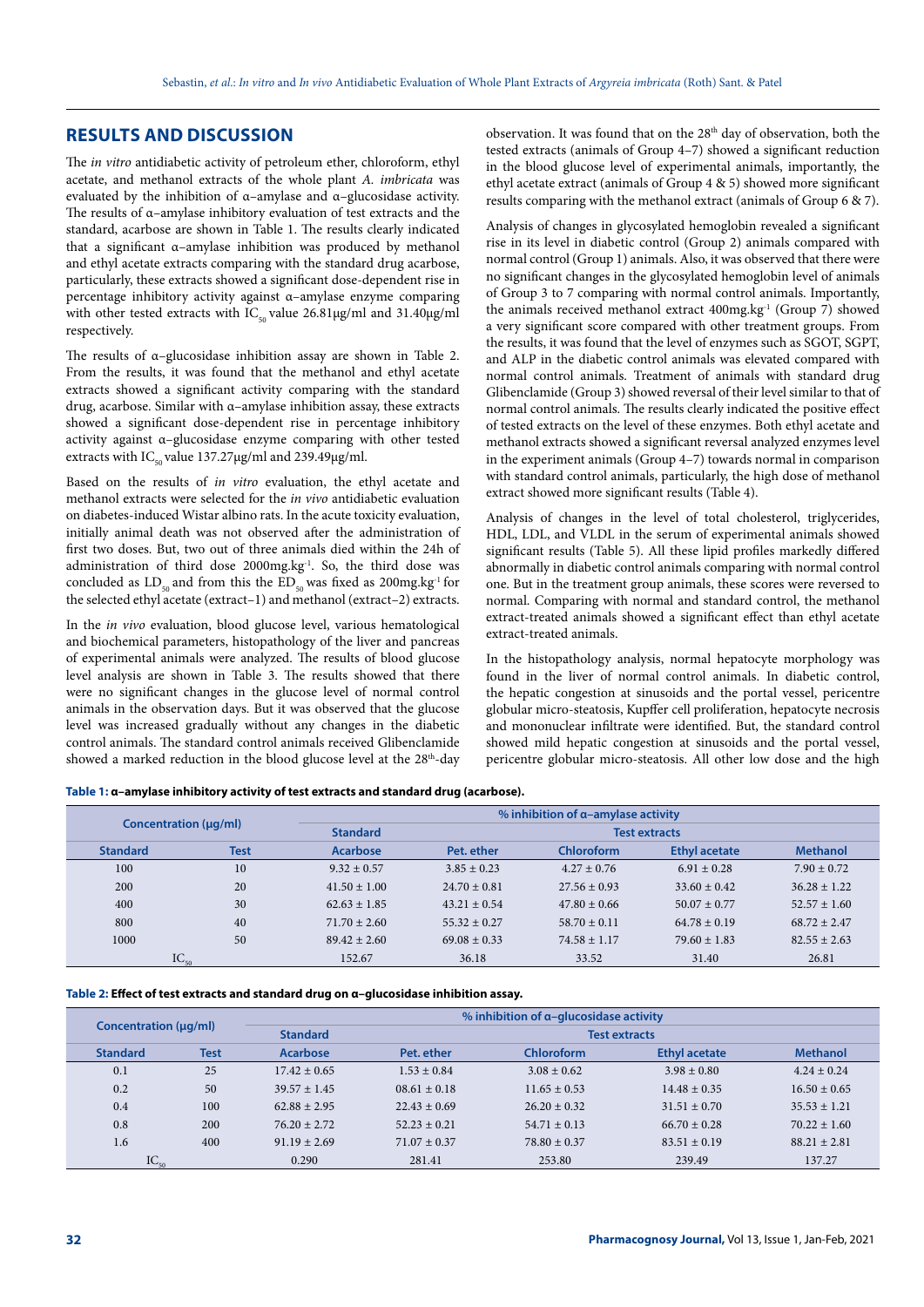## RESULTS AND DISCUSSION

The *in vitro* antidiabetic activity of petroleum ether, chloroform, ethyl acetate, and methanol extracts of the whole plant *A. imbricata* was evaluated by the inhibition of α–amylase and α–glucosidase activity. The results of α–amylase inhibitory evaluation of test extracts and the standard, acarbose are shown in Table 1. The results clearly indicated that a significant α–amylase inhibition was produced by methanol and ethyl acetate extracts comparing with the standard drug acarbose, particularly, these extracts showed a significant dose-dependent rise in percentage inhibitory activity against α–amylase enzyme comparing with other tested extracts with $IC_{50}$ value 26.81μg/ml and 31.40μg/ml respectively.

The results of α–glucosidase inhibition assay are shown in Table 2. From the results, it was found that the methanol and ethyl acetate extracts showed a significant activity comparing with the standard drug, acarbose. Similar with α–amylase inhibition assay, these extracts showed a significant dose-dependent rise in percentage inhibitory activity against α–glucosidase enzyme comparing with other tested extracts with $IC_{50}$ value 137.27μg/ml and 239.49μg/ml.

Based on the results of *in vitro* evaluation, the ethyl acetate and methanol extracts were selected for the *in vivo* antidiabetic evaluation on diabetes-induced Wistar albino rats. In the acute toxicity evaluation, initially animal death was not observed after the administration of first two doses. But, two out of three animals died within the 24h of administration of third dose 2000mg.kg$^{-1}$. So, the third dose was concluded as $LD_{50}$ and from this the $ED_{50}$ was fixed as 200mg.kg$^{-1}$ for the selected ethyl acetate (extract–1) and methanol (extract–2) extracts.

In the *in vivo* evaluation, blood glucose level, various hematological and biochemical parameters, histopathology of the liver and pancreas of experimental animals were analyzed. The results of blood glucose level analysis are shown in Table 3. The results showed that there were no significant changes in the glucose level of normal control animals in the observation days. But it was observed that the glucose level was increased gradually without any changes in the diabetic control animals. The standard control animals received Glibenclamide showed a marked reduction in the blood glucose level at the 28$^{th}$-day observation. It was found that on the 28$^{th}$ day of observation, both the tested extracts (animals of Group 4–7) showed a significant reduction in the blood glucose level of experimental animals, importantly, the ethyl acetate extract (animals of Group 4 & 5) showed more significant results comparing with the methanol extract (animals of Group 6 & 7).

Analysis of changes in glycosylated hemoglobin revealed a significant rise in its level in diabetic control (Group 2) animals compared with normal control (Group 1) animals. Also, it was observed that there were no significant changes in the glycosylated hemoglobin level of animals of Group 3 to 7 comparing with normal control animals. Importantly, the animals received methanol extract 400mg.kg$^{-1}$ (Group 7) showed a very significant score compared with other treatment groups. From the results, it was found that the level of enzymes such as SGOT, SGPT, and ALP in the diabetic control animals was elevated compared with normal control animals. Treatment of animals with standard drug Glibenclamide (Group 3) showed reversal of their level similar to that of normal control animals. The results clearly indicated the positive effect of tested extracts on the level of these enzymes. Both ethyl acetate and methanol extracts showed a significant reversal analyzed enzymes level in the experiment animals (Group 4–7) towards normal in comparison with standard control animals, particularly, the high dose of methanol extract showed more significant results (Table 4).

Analysis of changes in the level of total cholesterol, triglycerides, HDL, LDL, and VLDL in the serum of experimental animals showed significant results (Table 5). All these lipid profiles markedly differed abnormally in diabetic control animals comparing with normal control one. But in the treatment group animals, these scores were reversed to normal. Comparing with normal and standard control, the methanol extract-treated animals showed a significant effect than ethyl acetate extract-treated animals.

In the histopathology analysis, normal hepatocyte morphology was found in the liver of normal control animals. In diabetic control, the hepatic congestion at sinusoids and the portal vessel, pericentre globular micro-steatosis, Kupffer cell proliferation, hepatocyte necrosis and mononuclear infiltrate were identified. But, the standard control showed mild hepatic congestion at sinusoids and the portal vessel, pericentre globular micro-steatosis. All other low dose and the high

**Table 1: α–amylase inhibitory activity of test extracts and standard drug (acarbose).**

| Concentration (μg/ml) | | % inhibition of α–amylase activity | | | | |
|---|---|---|---|---|---|---|
| | | Standard | Test extracts | | | |
| Standard | Test | Acarbose | Pet. ether | Chloroform | Ethyl acetate | Methanol |
| 100 | 10 | 9.32 ± 0.57 | 3.85 ± 0.23 | 4.27 ± 0.76 | 6.91 ± 0.28 | 7.90 ± 0.72 |
| 200 | 20 | 41.50 ± 1.00 | 24.70 ± 0.81 | 27.56 ± 0.93 | 33.60 ± 0.42 | 36.28 ± 1.22 |
| 400 | 30 | 62.63 ± 1.85 | 43.21 ± 0.54 | 47.80 ± 0.66 | 50.07 ± 0.77 | 52.57 ± 1.60 |
| 800 | 40 | 71.70 ± 2.60 | 55.32 ± 0.27 | 58.70 ± 0.11 | 64.78 ± 0.19 | 68.72 ± 2.47 |
| 1000 | 50 | 89.42 ± 2.60 | 69.08 ± 0.33 | 74.58 ± 1.17 | 79.60 ± 1.83 | 82.55 ± 2.63 |
| $IC_{50}$ | | 152.67 | 36.18 | 33.52 | 31.40 | 26.81 |

**Table 2: Effect of test extracts and standard drug on α–glucosidase inhibition assay.**

| Concentration (μg/ml) | | % inhibition of α–glucosidase activity | | | | |
|---|---|---|---|---|---|---|
| | | Standard | Test extracts | | | |
| Standard | Test | Acarbose | Pet. ether | Chloroform | Ethyl acetate | Methanol |
| 0.1 | 25 | 17.42 ± 0.65 | 1.53 ± 0.84 | 3.08 ± 0.62 | 3.98 ± 0.80 | 4.24 ± 0.24 |
| 0.2 | 50 | 39.57 ± 1.45 | 08.61 ± 0.18 | 11.65 ± 0.53 | 14.48 ± 0.35 | 16.50 ± 0.65 |
| 0.4 | 100 | 62.88 ± 2.95 | 22.43 ± 0.69 | 26.20 ± 0.32 | 31.51 ± 0.70 | 35.53 ± 1.21 |
| 0.8 | 200 | 76.20 ± 2.72 | 52.23 ± 0.21 | 54.71 ± 0.13 | 66.70 ± 0.28 | 70.22 ± 1.60 |
| 1.6 | 400 | 91.19 ± 2.69 | 71.07 ± 0.37 | 78.80 ± 0.37 | 83.51 ± 0.19 | 88.21 ± 2.81 |
| $IC_{50}$ | | 0.290 | 281.41 | 253.80 | 239.49 | 137.27 |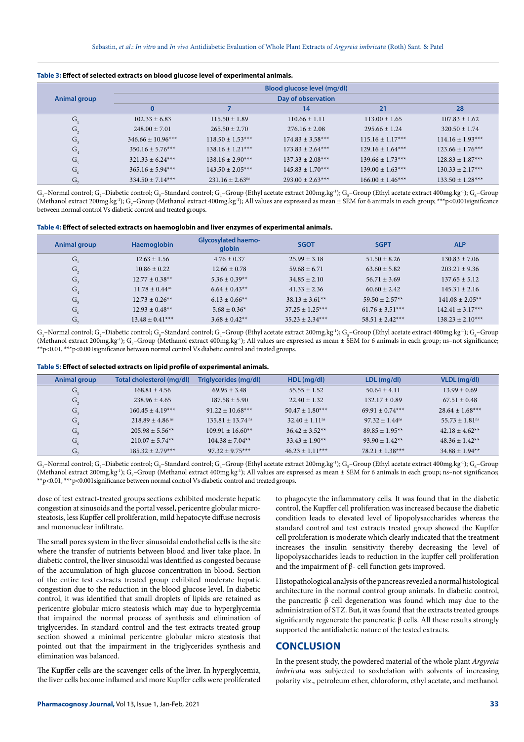**Table 3: Effect of selected extracts on blood glucose level of experimental animals.**

| Animal group | Blood glucose level (mg/dl) | | | | |
|---|---|---|---|---|---|
| | Day of observation | | | | |
| | 0 | 7 | 14 | 21 | 28 |
| $G_1$ | 102.33 ± 6.83 | 115.50 ± 1.89 | 110.66 ± 1.11 | 113.00 ± 1.65 | 107.83 ± 1.62 |
| $G_2$ | 248.00 ± 7.01 | 265.50 ± 2.70 | 276.16 ± 2.08 | 295.66 ± 1.24 | 320.50 ± 1.74 |
| $G_3$ | 346.66 ± 10.96*** | 118.50 ± 1.53*** | 174.83 ± 3.58*** | 115.16 ± 1.17*** | 114.16 ± 1.93*** |
| $G_4$ | 350.16 ± 5.76*** | 138.16 ± 1.21*** | 173.83 ± 2.64*** | 129.16 ± 1.64*** | 123.66 ± 1.76*** |
| $G_5$ | 321.33 ± 6.24*** | 138.16 ± 2.90*** | 137.33 ± 2.08*** | 139.66 ± 1.73*** | 128.83 ± 1.87*** |
| $G_6$ | 365.16 ± 5.94*** | 143.50 ± 2.05*** | 145.83 ± 1.70*** | 139.00 ± 1.63*** | 130.33 ± 2.17*** |
| $G_7$ | 334.50 ± 7.14*** | 231.16 ± 2.63[ns] | 293.00 ± 2.63*** | 166.00 ± 1.46*** | 133.50 ± 1.28*** |

$G_1$–Normal control; $G_2$–Diabetic control; $G_3$–Standard control; $G_4$–Group (Ethyl acetate extract 200mg.kg$^{-1}$); $G_5$–Group (Ethyl acetate extract 400mg.kg$^{-1}$); $G_6$–Group (Methanol extract 200mg.kg$^{-1}$); $G_7$–Group (Methanol extract 400mg.kg$^{-1}$); All values are expressed as mean ± SEM for 6 animals in each group; ***p<0.001significance between normal control Vs diabetic control and treated groups.

**Table 4: Effect of selected extracts on haemoglobin and liver enzymes of experimental animals.**

| Animal group | Haemoglobin | Glycosylated haemoglobin | SGOT | SGPT | ALP |
|---|---|---|---|---|---|
| $G_1$ | 12.63 ± 1.56 | 4.76 ± 0.37 | 25.99 ± 3.18 | 51.50 ± 8.26 | 130.83 ± 7.06 |
| $G_2$ | 10.86 ± 0.22 | 12.66 ± 0.78 | 59.68 ± 6.71 | 63.60 ± 5.82 | 203.21 ± 9.36 |
| $G_3$ | 12.77 ± 0.38** | 5.36 ± 0.39** | 34.85 ± 2.10 | 56.71 ± 3.69 | 137.65 ± 5.12 |
| $G_4$ | 11.78 ± 0.44[ns] | 6.64 ± 0.43** | 41.33 ± 2.36 | 60.60 ± 2.42 | 145.31 ± 2.16 |
| $G_5$ | 12.73 ± 0.26** | 6.13 ± 0.66** | 38.13 ± 3.61** | 59.50 ± 2.57** | 141.08 ± 2.05** |
| $G_6$ | 12.93 ± 0.48** | 5.68 ± 0.36* | 37.25 ± 1.25*** | 61.76 ± 3.51*** | 142.41 ± 3.17*** |
| $G_7$ | 13.48 ± 0.41*** | 3.68 ± 0.42** | 35.23 ± 2.34*** | 58.51 ± 2.42*** | 138.23 ± 2.10*** |

$G_1$–Normal control; $G_2$–Diabetic control; $G_3$–Standard control; $G_4$–Group (Ethyl acetate extract 200mg.kg$^{-1}$); $G_5$–Group (Ethyl acetate extract 400mg.kg$^{-1}$); $G_6$–Group (Methanol extract 200mg.kg$^{-1}$); $G_7$–Group (Methanol extract 400mg.kg$^{-1}$); All values are expressed as mean ± SEM for 6 animals in each group; ns–not significance; **p<0.01, ***p<0.001significance between normal control Vs diabetic control and treated groups.

**Table 5: Effect of selected extracts on lipid profile of experimental animals.**

| Animal group | Total cholesterol (mg/dl) | Triglycerides (mg/dl) | HDL (mg/dl) | LDL (mg/dl) | VLDL (mg/dl) |
|---|---|---|---|---|---|
| $G_1$ | 168.81 ± 4.56 | 69.95 ± 3.48 | 55.55 ± 1.52 | 50.64 ± 4.11 | 13.99 ± 0.69 |
| $G_2$ | 238.96 ± 4.65 | 187.58 ± 5.90 | 22.40 ± 1.32 | 132.17 ± 0.89 | 67.51 ± 0.48 |
| $G_3$ | 160.45 ± 4.19*** | 91.22 ± 10.68*** | 50.47 ± 1.80*** | 69.91 ± 0.74*** | 28.64 ± 1.68*** |
| $G_4$ | 218.89 ± 4.86[ns] | 135.81 ± 13.74[ns] | 32.40 ± 1.11[ns] | 97.32 ± 1.44[ns] | 55.73 ± 1.81[ns] |
| $G_5$ | 205.98 ± 5.56** | 109.91 ± 16.60** | 36.42 ± 3.52** | 89.85 ± 1.95** | 42.18 ± 4.62** |
| $G_6$ | 210.07 ± 5.74** | 104.38 ± 7.04** | 33.43 ± 1.90** | 93.90 ± 1.42** | 48.36 ± 1.42** |
| $G_7$ | 185.32 ± 2.79*** | 97.32 ± 9.75*** | 46.23 ± 1.11*** | 78.21 ± 1.38*** | 34.88 ± 1.94** |

$G_1$–Normal control; $G_2$–Diabetic control; $G_3$–Standard control; $G_4$–Group (Ethyl acetate extract 200mg.kg$^{-1}$); $G_5$–Group (Ethyl acetate extract 400mg.kg$^{-1}$); $G_6$–Group (Methanol extract 200mg.kg$^{-1}$); $G_7$–Group (Methanol extract 400mg.kg$^{-1}$); All values are expressed as mean ± SEM for 6 animals in each group; ns–not significance; **p<0.01, ***p<0.001significance between normal control Vs diabetic control and treated groups.

dose of test extract-treated groups sections exhibited moderate hepatic congestion at sinusoids and the portal vessel, pericentre globular microsteatosis, less Kupffer cell proliferation, mild hepatocyte diffuse necrosis and mononuclear infiltrate.

The small pores system in the liver sinusoidal endothelial cells is the site where the transfer of nutrients between blood and liver take place. In diabetic control, the liver sinusoidal was identified as congested because of the accumulation of high glucose concentration in blood. Section of the entire test extracts treated group exhibited moderate hepatic congestion due to the reduction in the blood glucose level. In diabetic control, it was identified that small droplets of lipids are retained as pericentre globular micro steatosis which may due to hyperglycemia that impaired the normal process of synthesis and elimination of triglycerides. In standard control and the test extracts treated group section showed a minimal pericentre globular micro steatosis that pointed out that the impairment in the triglycerides synthesis and elimination was balanced.

The Kupffer cells are the scavenger cells of the liver. In hyperglycemia, the liver cells become inflamed and more Kupffer cells were proliferated to phagocyte the inflammatory cells. It was found that in the diabetic control, the Kupffer cell proliferation was increased because the diabetic condition leads to elevated level of lipopolysaccharides whereas the standard control and test extracts treated group showed the Kupffer cell proliferation is moderate which clearly indicated that the treatment increases the insulin sensitivity thereby decreasing the level of lipopolysaccharides leads to reduction in the kupffer cell proliferation and the impairment of β- cell function gets improved.

Histopathological analysis of the pancreas revealed a normal histological architecture in the normal control group animals. In diabetic control, the pancreatic β cell degeneration was found which may due to the administration of STZ. But, it was found that the extracts treated groups significantly regenerate the pancreatic β cells. All these results strongly supported the antidiabetic nature of the tested extracts.

## CONCLUSION

In the present study, the powdered material of the whole plant *Argyreia imbricata* was subjected to soxhelation with solvents of increasing polarity viz., petroleum ether, chloroform, ethyl acetate, and methanol.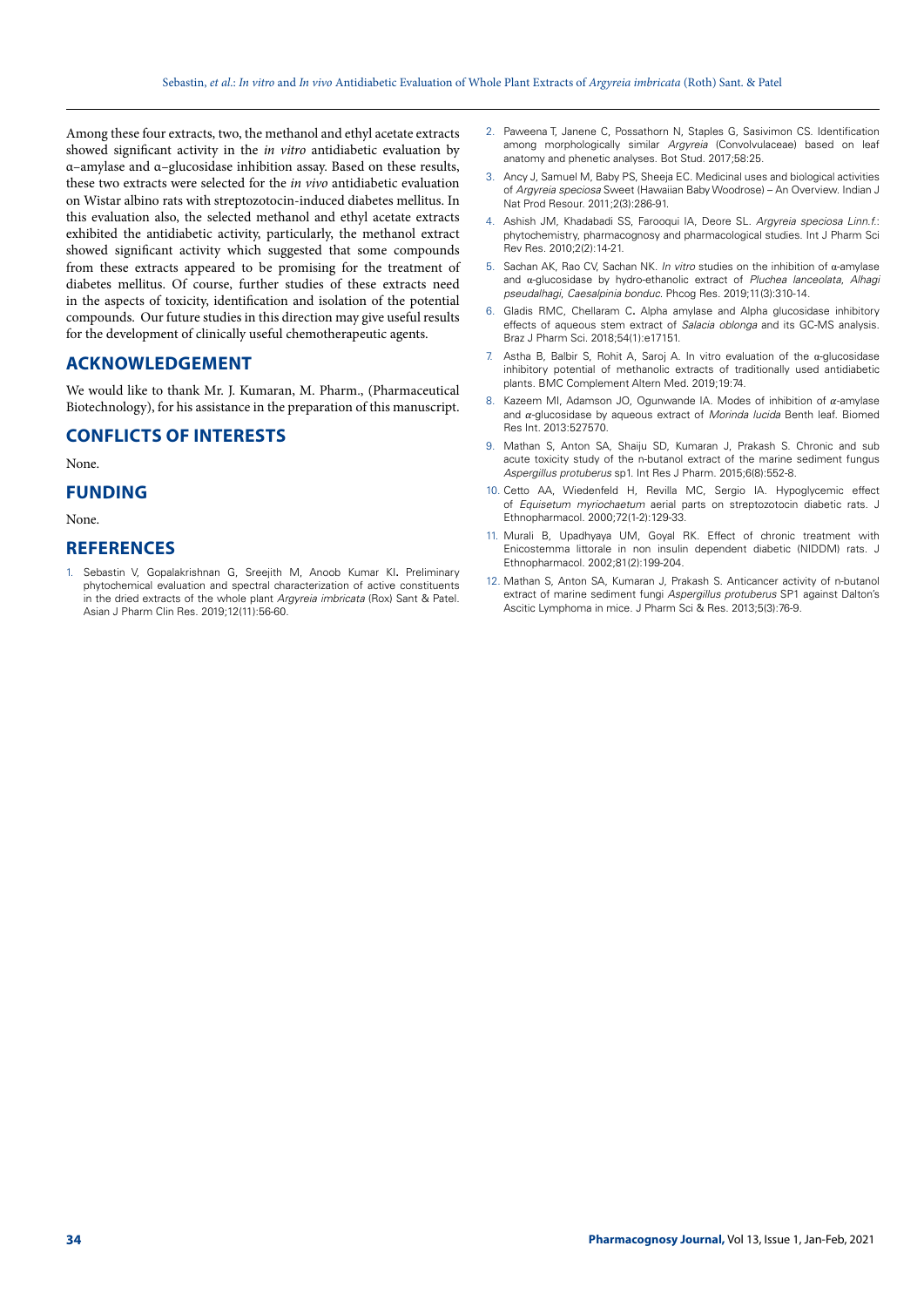Among these four extracts, two, the methanol and ethyl acetate extracts showed significant activity in the *in vitro* antidiabetic evaluation by α–amylase and α–glucosidase inhibition assay. Based on these results, these two extracts were selected for the *in vivo* antidiabetic evaluation on Wistar albino rats with streptozotocin-induced diabetes mellitus. In this evaluation also, the selected methanol and ethyl acetate extracts exhibited the antidiabetic activity, particularly, the methanol extract showed significant activity which suggested that some compounds from these extracts appeared to be promising for the treatment of diabetes mellitus. Of course, further studies of these extracts need in the aspects of toxicity, identification and isolation of the potential compounds. Our future studies in this direction may give useful results for the development of clinically useful chemotherapeutic agents.

## ACKNOWLEDGEMENT

We would like to thank Mr. J. Kumaran, M. Pharm., (Pharmaceutical Biotechnology), for his assistance in the preparation of this manuscript.

## CONFLICTS OF INTERESTS

None.

## FUNDING

None.

## REFERENCES

1. Sebastin V, Gopalakrishnan G, Sreejith M, Anoob Kumar KI. Preliminary phytochemical evaluation and spectral characterization of active constituents in the dried extracts of the whole plant *Argyreia imbricata* (Rox) Sant & Patel. Asian J Pharm Clin Res. 2019;12(11):56-60.
2. Paweena T, Janene C, Possathorn N, Staples G, Sasivimon CS. Identification among morphologically similar *Argyreia* (Convolvulaceae) based on leaf anatomy and phenetic analyses. Bot Stud. 2017;58:25.
3. Ancy J, Samuel M, Baby PS, Sheeja EC. Medicinal uses and biological activities of *Argyreia speciosa* Sweet (Hawaiian Baby Woodrose) – An Overview. Indian J Nat Prod Resour. 2011;2(3):286-91.
4. Ashish JM, Khadabadi SS, Farooqui IA, Deore SL. *Argyreia speciosa Linn.f.*: phytochemistry, pharmacognosy and pharmacological studies. Int J Pharm Sci Rev Res. 2010;2(2):14-21.
5. Sachan AK, Rao CV, Sachan NK. *In vitro* studies on the inhibition of α-amylase and α-glucosidase by hydro-ethanolic extract of *Pluchea lanceolata, Alhagi pseudalhagi, Caesalpinia bonduc.* Phcog Res. 2019;11(3):310-14.
6. Gladis RMC, Chellaram C. Alpha amylase and Alpha glucosidase inhibitory effects of aqueous stem extract of *Salacia oblonga* and its GC-MS analysis. Braz J Pharm Sci. 2018;54(1):e17151.
7. Astha B, Balbir S, Rohit A, Saroj A. In vitro evaluation of the α-glucosidase inhibitory potential of methanolic extracts of traditionally used antidiabetic plants. BMC Complement Altern Med. 2019;19:74.
8. Kazeem MI, Adamson JO, Ogunwande IA. Modes of inhibition of α-amylase and α-glucosidase by aqueous extract of *Morinda lucida* Benth leaf. Biomed Res Int. 2013:527570.
9. Mathan S, Anton SA, Shaiju SD, Kumaran J, Prakash S. Chronic and sub acute toxicity study of the n-butanol extract of the marine sediment fungus *Aspergillus protuberus* sp1. Int Res J Pharm. 2015;6(8):552-8.
10. Cetto AA, Wiedenfeld H, Revilla MC, Sergio IA. Hypoglycemic effect of *Equisetum myriochaetum* aerial parts on streptozotocin diabetic rats. J Ethnopharmacol. 2000;72(1-2):129-33.
11. Murali B, Upadhyaya UM, Goyal RK. Effect of chronic treatment with Enicostemma littorale in non insulin dependent diabetic (NIDDM) rats. J Ethnopharmacol. 2002;81(2):199-204.
12. Mathan S, Anton SA, Kumaran J, Prakash S. Anticancer activity of n-butanol extract of marine sediment fungi *Aspergillus protuberus* SP1 against Dalton's Ascitic Lymphoma in mice. J Pharm Sci & Res. 2013;5(3):76-9.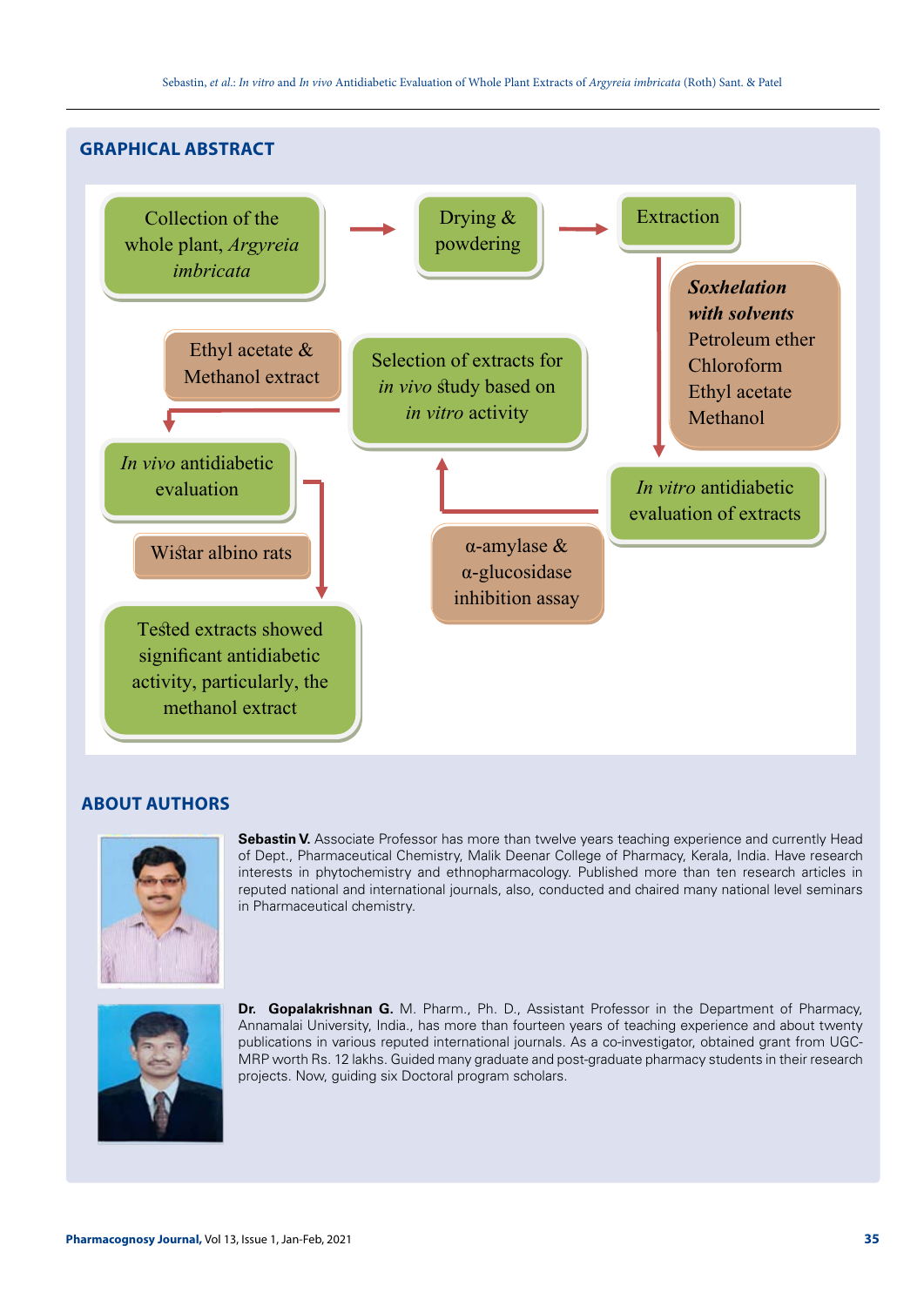## GRAPHICAL ABSTRACT

Collection of the whole plant, *Argyreia imbricata* → Drying & powdering → Extraction

***Soxhelation with solvents***
Petroleum ether
Chloroform
Ethyl acetate
Methanol

*In vitro* antidiabetic evaluation of extracts

α-amylase & α-glucosidase inhibition assay

Selection of extracts for *in vivo* study based on *in vitro* activity

Ethyl acetate & Methanol extract

*In vivo* antidiabetic evaluation

Wistar albino rats

Tested extracts showed significant antidiabetic activity, particularly, the methanol extract

## ABOUT AUTHORS

**Sebastin V.** Associate Professor has more than twelve years teaching experience and currently Head of Dept., Pharmaceutical Chemistry, Malik Deenar College of Pharmacy, Kerala, India. Have research interests in phytochemistry and ethnopharmacology. Published more than ten research articles in reputed national and international journals, also, conducted and chaired many national level seminars in Pharmaceutical chemistry.

**Dr. Gopalakrishnan G.** M. Pharm., Ph. D., Assistant Professor in the Department of Pharmacy, Annamalai University, India., has more than fourteen years of teaching experience and about twenty publications in various reputed international journals. As a co-investigator, obtained grant from UGC-MRP worth Rs. 12 lakhs. Guided many graduate and post-graduate pharmacy students in their research projects. Now, guiding six Doctoral program scholars.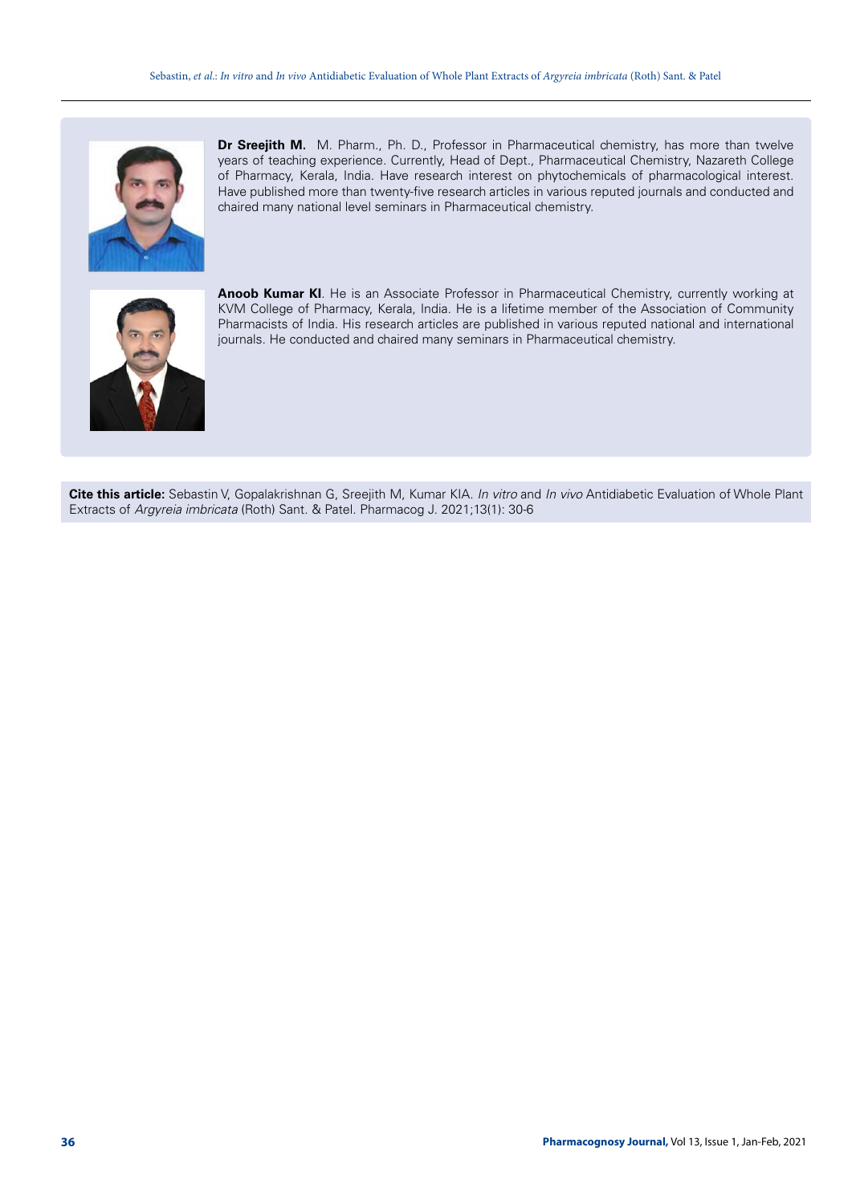**Dr Sreejith M.** M. Pharm., Ph. D., Professor in Pharmaceutical chemistry, has more than twelve years of teaching experience. Currently, Head of Dept., Pharmaceutical Chemistry, Nazareth College of Pharmacy, Kerala, India. Have research interest on phytochemicals of pharmacological interest. Have published more than twenty-five research articles in various reputed journals and conducted and chaired many national level seminars in Pharmaceutical chemistry.

**Anoob Kumar KI**. He is an Associate Professor in Pharmaceutical Chemistry, currently working at KVM College of Pharmacy, Kerala, India. He is a lifetime member of the Association of Community Pharmacists of India. His research articles are published in various reputed national and international journals. He conducted and chaired many seminars in Pharmaceutical chemistry.

**Cite this article:** Sebastin V, Gopalakrishnan G, Sreejith M, Kumar KIA. *In vitro* and *In vivo* Antidiabetic Evaluation of Whole Plant Extracts of *Argyreia imbricata* (Roth) Sant. & Patel. Pharmacog J. 2021;13(1): 30-6